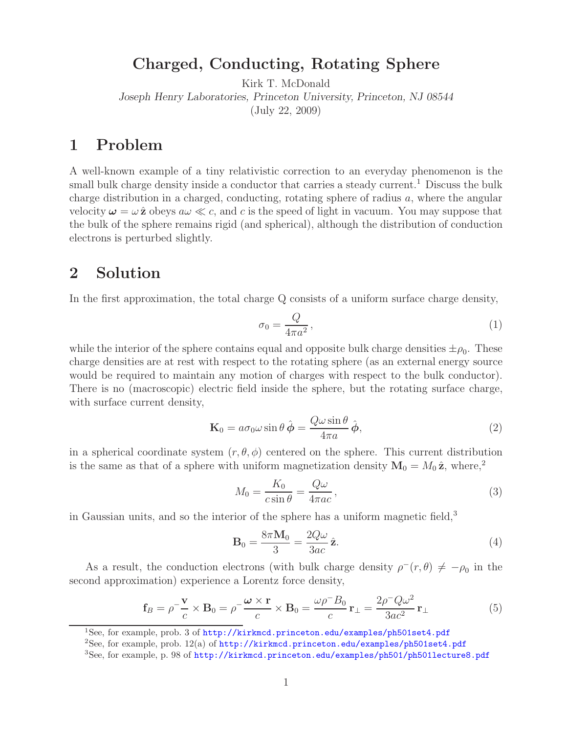# Charged, Conducting, Rotating Sphere

Kirk T. McDonald

*Joseph Henry Laboratories, Princeton University, Princeton, NJ 08544*

(July 22, 2009)

## 1 Problem

A well-known example of a tiny relativistic correction to an everyday phenomenon is the small bulk charge density inside a conductor that carries a steady current.[1] Discuss the bulk charge distribution in a charged, conducting, rotating sphere of radius $a$, where the angular velocity $\boldsymbol{\omega} = \omega\,\hat{\mathbf{z}}$ obeys $a\omega \ll c$, and $c$ is the speed of light in vacuum. You may suppose that the bulk of the sphere remains rigid (and spherical), although the distribution of conduction electrons is perturbed slightly.

## 2 Solution

In the first approximation, the total charge Q consists of a uniform surface charge density,

$$\sigma_0 = \frac{Q}{4\pi a^2}\,, \tag{1}$$

while the interior of the sphere contains equal and opposite bulk charge densities $\pm\rho_0$. These charge densities are at rest with respect to the rotating sphere (as an external energy source would be required to maintain any motion of charges with respect to the bulk conductor). There is no (macroscopic) electric field inside the sphere, but the rotating surface charge, with surface current density,

$$\mathbf{K}_0 = a\sigma_0\omega\sin\theta\,\hat{\boldsymbol{\phi}} = \frac{Q\omega\sin\theta}{4\pi a}\,\hat{\boldsymbol{\phi}}, \tag{2}$$

in a spherical coordinate system $(r, \theta, \phi)$ centered on the sphere. This current distribution is the same as that of a sphere with uniform magnetization density $\mathbf{M}_0 = M_0\,\hat{\mathbf{z}}$, where,[2]

$$M_0 = \frac{K_0}{c\sin\theta} = \frac{Q\omega}{4\pi ac}\,, \tag{3}$$

in Gaussian units, and so the interior of the sphere has a uniform magnetic field,[3]

$$\mathbf{B}_0 = \frac{8\pi\mathbf{M}_0}{3} = \frac{2Q\omega}{3ac}\,\hat{\mathbf{z}}. \tag{4}$$

As a result, the conduction electrons (with bulk charge density $\rho^-(r,\theta) \neq -\rho_0$ in the second approximation) experience a Lorentz force density,

$$\mathbf{f}_B = \rho^-\frac{\mathbf{v}}{c}\times\mathbf{B}_0 = \rho^-\frac{\boldsymbol{\omega}\times\mathbf{r}}{c}\times\mathbf{B}_0 = \frac{\omega\rho^- B_0}{c}\,\mathbf{r}_\perp = \frac{2\rho^- Q\omega^2}{3ac^2}\,\mathbf{r}_\perp \tag{5}$$

[1] See, for example, prob. 3 of http://kirkmcd.princeton.edu/examples/ph501set4.pdf

[2] See, for example, prob. 12(a) of http://kirkmcd.princeton.edu/examples/ph501set4.pdf

[3] See, for example, p. 98 of http://kirkmcd.princeton.edu/examples/ph501/ph501lecture8.pdf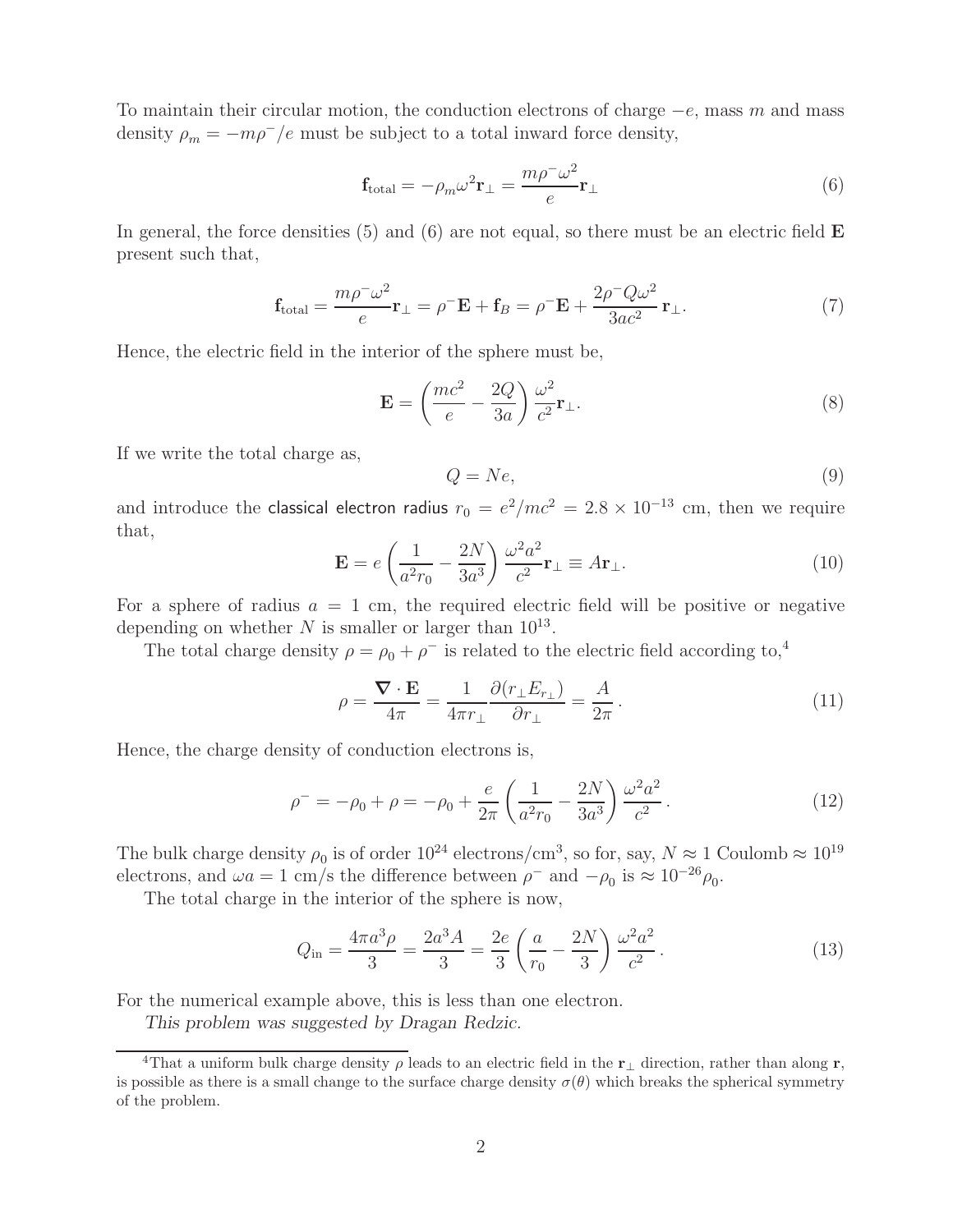To maintain their circular motion, the conduction electrons of charge $-e$, mass $m$ and mass density $\rho_m = -m\rho^-/e$ must be subject to a total inward force density,

$$\mathbf{f}_{\rm total} = -\rho_m \omega^2 \mathbf{r}_\perp = \frac{m\rho^- \omega^2}{e} \mathbf{r}_\perp \tag{6}$$

In general, the force densities (5) and (6) are not equal, so there must be an electric field $\mathbf{E}$ present such that,

$$\mathbf{f}_{\rm total} = \frac{m\rho^- \omega^2}{e} \mathbf{r}_\perp = \rho^- \mathbf{E} + \mathbf{f}_B = \rho^- \mathbf{E} + \frac{2\rho^- Q \omega^2}{3ac^2} \, \mathbf{r}_\perp. \tag{7}$$

Hence, the electric field in the interior of the sphere must be,

$$\mathbf{E} = \left( \frac{mc^2}{e} - \frac{2Q}{3a} \right) \frac{\omega^2}{c^2} \mathbf{r}_\perp. \tag{8}$$

If we write the total charge as,

$$Q = Ne, \tag{9}$$

and introduce the classical electron radius $r_0 = e^2/mc^2 = 2.8 \times 10^{-13}$ cm, then we require that,

$$\mathbf{E} = e \left( \frac{1}{a^2 r_0} - \frac{2N}{3a^3} \right) \frac{\omega^2 a^2}{c^2} \mathbf{r}_\perp \equiv A \mathbf{r}_\perp. \tag{10}$$

For a sphere of radius $a = 1$ cm, the required electric field will be positive or negative depending on whether $N$ is smaller or larger than $10^{13}$.

The total charge density $\rho = \rho_0 + \rho^-$ is related to the electric field according to,[4]

$$\rho = \frac{\boldsymbol{\nabla} \cdot \mathbf{E}}{4\pi} = \frac{1}{4\pi r_\perp} \frac{\partial (r_\perp E_{r_\perp})}{\partial r_\perp} = \frac{A}{2\pi}\,. \tag{11}$$

Hence, the charge density of conduction electrons is,

$$\rho^- = -\rho_0 + \rho = -\rho_0 + \frac{e}{2\pi} \left( \frac{1}{a^2 r_0} - \frac{2N}{3a^3} \right) \frac{\omega^2 a^2}{c^2}\,. \tag{12}$$

The bulk charge density $\rho_0$ is of order $10^{24}$ electrons/cm$^3$, so for, say, $N \approx 1$ Coulomb $\approx 10^{19}$ electrons, and $\omega a = 1$ cm/s the difference between $\rho^-$ and $-\rho_0$ is $\approx 10^{-26} \rho_0$.

The total charge in the interior of the sphere is now,

$$Q_{\rm in} = \frac{4\pi a^3 \rho}{3} = \frac{2a^3 A}{3} = \frac{2e}{3} \left( \frac{a}{r_0} - \frac{2N}{3} \right) \frac{\omega^2 a^2}{c^2}\,. \tag{13}$$

For the numerical example above, this is less than one electron.

*This problem was suggested by Dragan Redzic.*

---

[4] That a uniform bulk charge density $\rho$ leads to an electric field in the $\mathbf{r}_\perp$ direction, rather than along $\mathbf{r}$, is possible as there is a small change to the surface charge density $\sigma(\theta)$ which breaks the spherical symmetry of the problem.